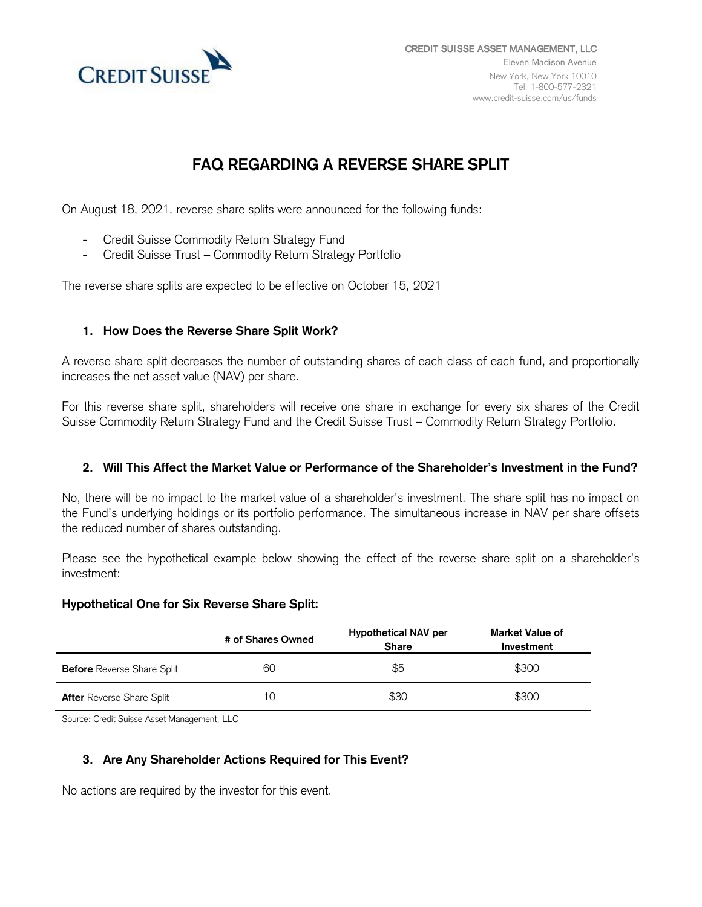CREDIT SUISSE ASSET MANAGEMENT, LLC
Eleven Madison Avenue
New York, New York 10010
Tel: 1-800-577-2321
www.credit-suisse.com/us/funds

# FAQ REGARDING A REVERSE SHARE SPLIT

On August 18, 2021, reverse share splits were announced for the following funds:

- Credit Suisse Commodity Return Strategy Fund
- Credit Suisse Trust – Commodity Return Strategy Portfolio

The reverse share splits are expected to be effective on October 15, 2021

## 1. How Does the Reverse Share Split Work?

A reverse share split decreases the number of outstanding shares of each class of each fund, and proportionally increases the net asset value (NAV) per share.

For this reverse share split, shareholders will receive one share in exchange for every six shares of the Credit Suisse Commodity Return Strategy Fund and the Credit Suisse Trust – Commodity Return Strategy Portfolio.

## 2. Will This Affect the Market Value or Performance of the Shareholder's Investment in the Fund?

No, there will be no impact to the market value of a shareholder's investment. The share split has no impact on the Fund's underlying holdings or its portfolio performance. The simultaneous increase in NAV per share offsets the reduced number of shares outstanding.

Please see the hypothetical example below showing the effect of the reverse share split on a shareholder's investment:

**Hypothetical One for Six Reverse Share Split:**

| | # of Shares Owned | Hypothetical NAV per Share | Market Value of Investment |
|---|---|---|---|
| **Before** Reverse Share Split | 60 | $5 | $300 |
| **After** Reverse Share Split | 10 | $30 | $300 |

Source: Credit Suisse Asset Management, LLC

## 3. Are Any Shareholder Actions Required for This Event?

No actions are required by the investor for this event.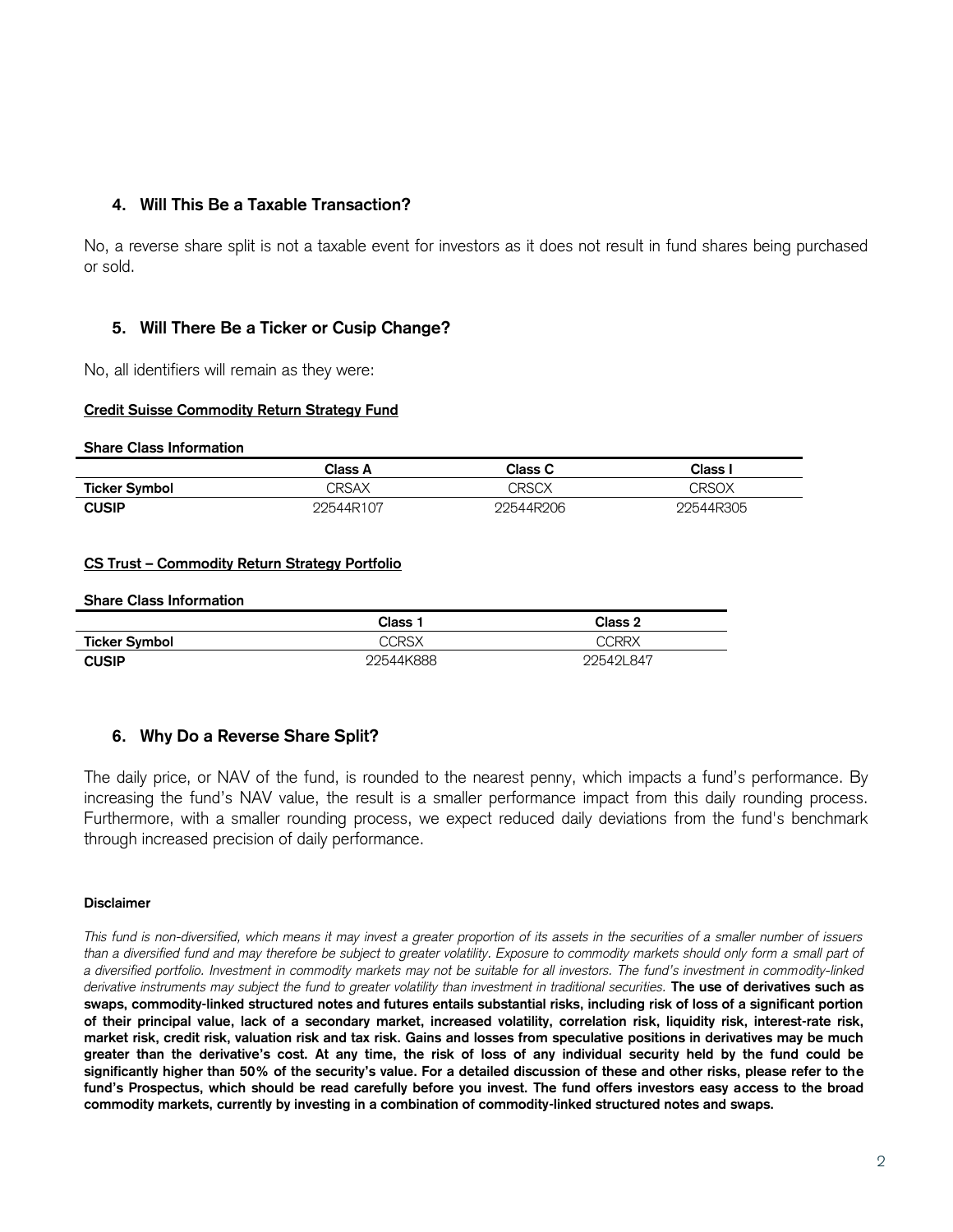### 4. Will This Be a Taxable Transaction?

No, a reverse share split is not a taxable event for investors as it does not result in fund shares being purchased or sold.

### 5. Will There Be a Ticker or Cusip Change?

No, all identifiers will remain as they were:

**Credit Suisse Commodity Return Strategy Fund**

**Share Class Information**

| | Class A | Class C | Class I |
|---|---|---|---|
| **Ticker Symbol** | CRSAX | CRSCX | CRSOX |
| **CUSIP** | 22544R107 | 22544R206 | 22544R305 |

**CS Trust – Commodity Return Strategy Portfolio**

**Share Class Information**

| | Class 1 | Class 2 |
|---|---|---|
| **Ticker Symbol** | CCRSX | CCRRX |
| **CUSIP** | 22544K888 | 22542L847 |

### 6. Why Do a Reverse Share Split?

The daily price, or NAV of the fund, is rounded to the nearest penny, which impacts a fund's performance. By increasing the fund's NAV value, the result is a smaller performance impact from this daily rounding process. Furthermore, with a smaller rounding process, we expect reduced daily deviations from the fund's benchmark through increased precision of daily performance.

**Disclaimer**

*This fund is non-diversified, which means it may invest a greater proportion of its assets in the securities of a smaller number of issuers than a diversified fund and may therefore be subject to greater volatility. Exposure to commodity markets should only form a small part of a diversified portfolio. Investment in commodity markets may not be suitable for all investors. The fund's investment in commodity-linked derivative instruments may subject the fund to greater volatility than investment in traditional securities.* **The use of derivatives such as swaps, commodity-linked structured notes and futures entails substantial risks, including risk of loss of a significant portion of their principal value, lack of a secondary market, increased volatility, correlation risk, liquidity risk, interest-rate risk, market risk, credit risk, valuation risk and tax risk. Gains and losses from speculative positions in derivatives may be much greater than the derivative's cost. At any time, the risk of loss of any individual security held by the fund could be significantly higher than 50% of the security's value. For a detailed discussion of these and other risks, please refer to the fund's Prospectus, which should be read carefully before you invest. The fund offers investors easy access to the broad commodity markets, currently by investing in a combination of commodity-linked structured notes and swaps.**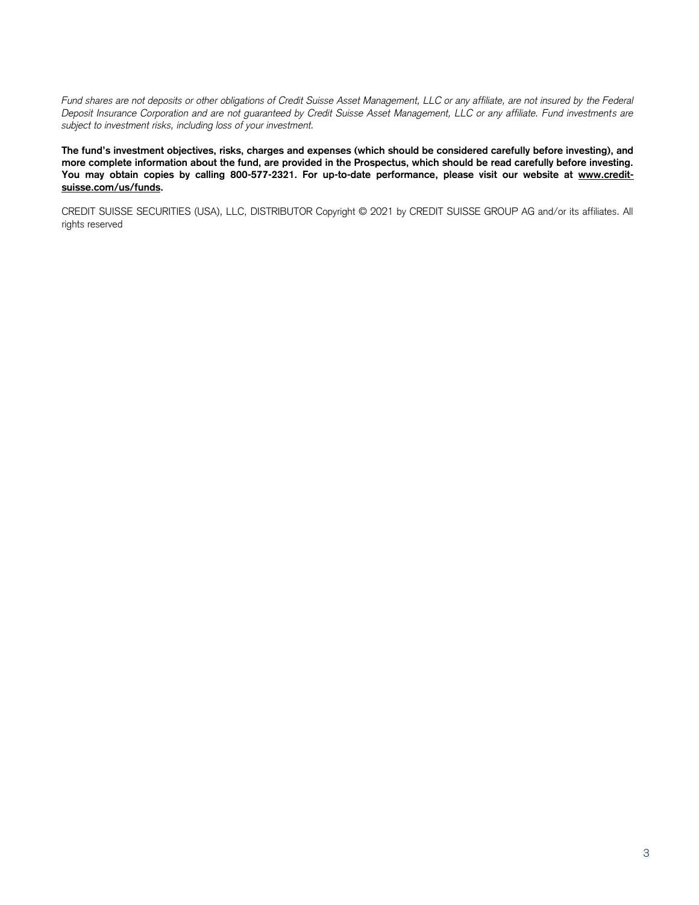*Fund shares are not deposits or other obligations of Credit Suisse Asset Management, LLC or any affiliate, are not insured by the Federal Deposit Insurance Corporation and are not guaranteed by Credit Suisse Asset Management, LLC or any affiliate. Fund investments are subject to investment risks, including loss of your investment.*

**The fund's investment objectives, risks, charges and expenses (which should be considered carefully before investing), and more complete information about the fund, are provided in the Prospectus, which should be read carefully before investing. You may obtain copies by calling 800-577-2321. For up-to-date performance, please visit our website at www.credit-suisse.com/us/funds.**

CREDIT SUISSE SECURITIES (USA), LLC, DISTRIBUTOR Copyright © 2021 by CREDIT SUISSE GROUP AG and/or its affiliates. All rights reserved